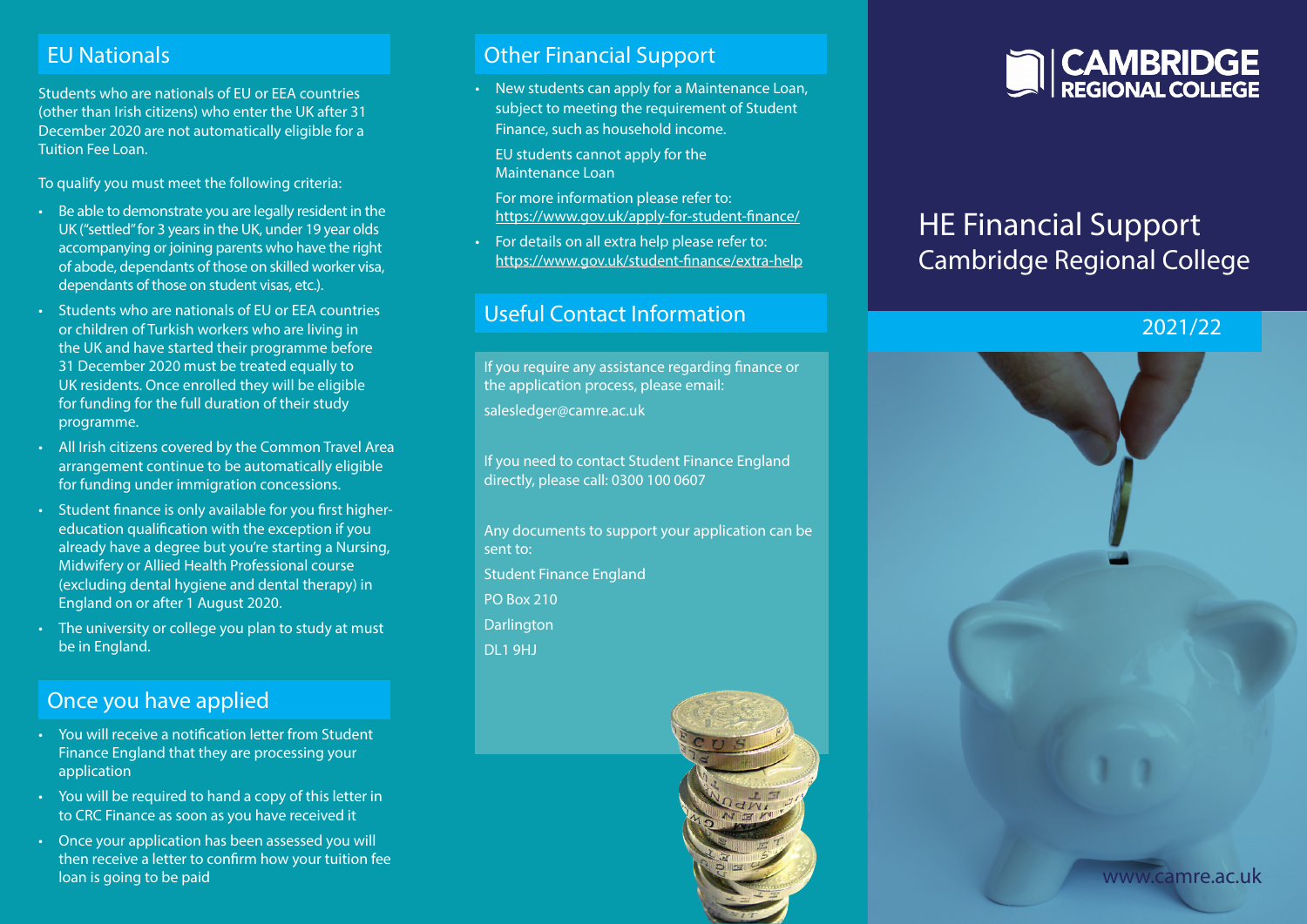## EU Nationals

Students who are nationals of EU or EEA countries (other than Irish citizens) who enter the UK after 31 December 2020 are not automatically eligible for a Tuition Fee Loan.

To qualify you must meet the following criteria:

- Be able to demonstrate you are legally resident in the UK ("settled" for 3 years in the UK, under 19 year olds accompanying or joining parents who have the right of abode, dependants of those on skilled worker visa, dependants of those on student visas, etc.).
- Students who are nationals of EU or EEA countries or children of Turkish workers who are living in the UK and have started their programme before 31 December 2020 must be treated equally to UK residents. Once enrolled they will be eligible for funding for the full duration of their study programme.
- All Irish citizens covered by the Common Travel Area arrangement continue to be automatically eligible for funding under immigration concessions.
- Student finance is only available for you first higher-education qualification with the exception if you already have a degree but you're starting a Nursing, Midwifery or Allied Health Professional course (excluding dental hygiene and dental therapy) in England on or after 1 August 2020.
- The university or college you plan to study at must be in England.

## Once you have applied

- You will receive a notification letter from Student Finance England that they are processing your application
- You will be required to hand a copy of this letter in to CRC Finance as soon as you have received it
- Once your application has been assessed you will then receive a letter to confirm how your tuition fee loan is going to be paid

## Other Financial Support

- New students can apply for a Maintenance Loan, subject to meeting the requirement of Student Finance, such as household income.

  EU students cannot apply for the Maintenance Loan

  For more information please refer to: https://www.gov.uk/apply-for-student-finance/
- For details on all extra help please refer to: https://www.gov.uk/student-finance/extra-help

## Useful Contact Information

If you require any assistance regarding finance or the application process, please email:

salesledger@camre.ac.uk

If you need to contact Student Finance England directly, please call: 0300 100 0607

Any documents to support your application can be sent to:

Student Finance England

PO Box 210

Darlington

DL1 9HJ

CAMBRIDGE REGIONAL COLLEGE

# HE Financial Support
## Cambridge Regional College

2021/22

www.camre.ac.uk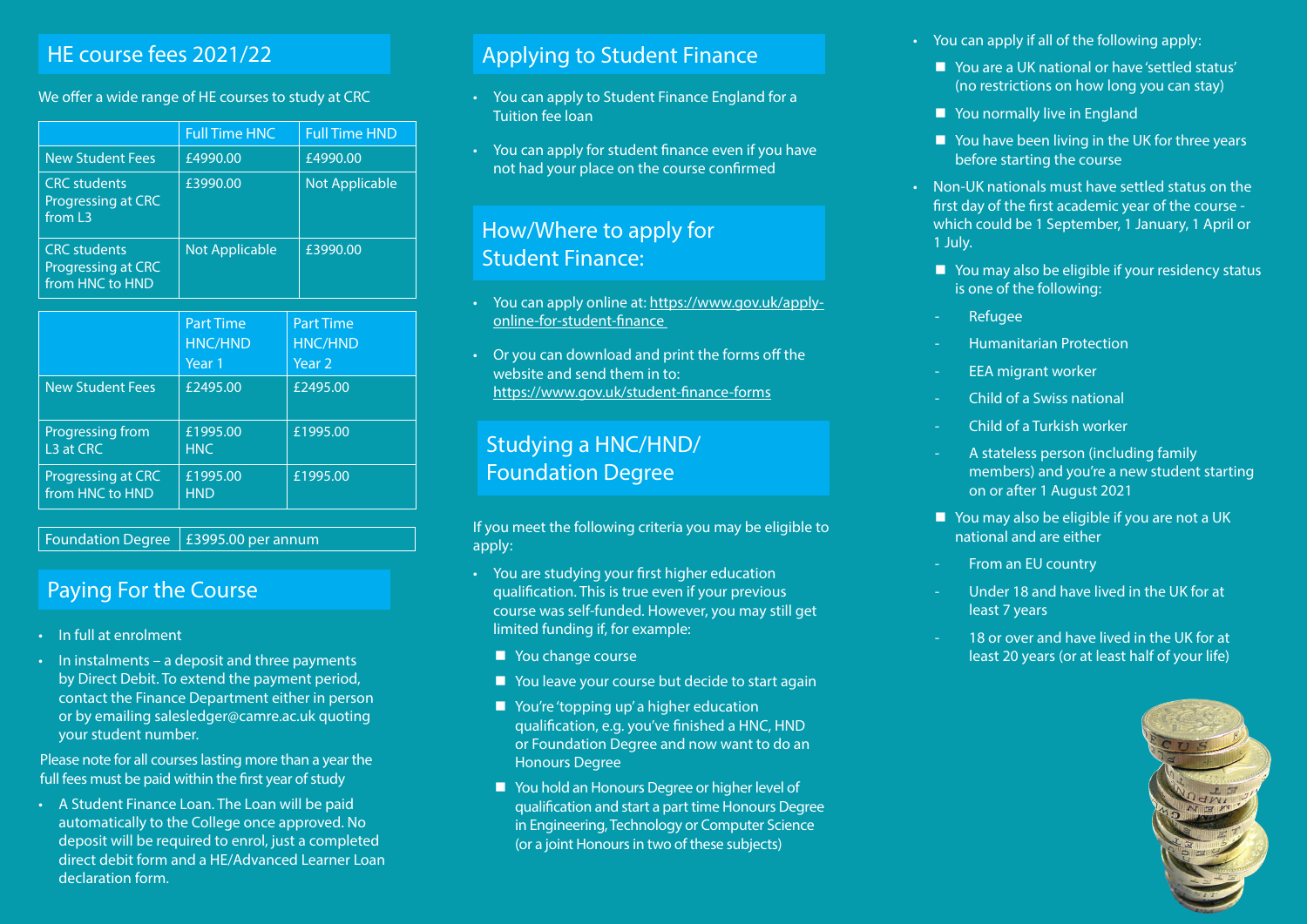## HE course fees 2021/22

We offer a wide range of HE courses to study at CRC

| | Full Time HNC | Full Time HND |
|---|---|---|
| New Student Fees | £4990.00 | £4990.00 |
| CRC students Progressing at CRC from L3 | £3990.00 | Not Applicable |
| CRC students Progressing at CRC from HNC to HND | Not Applicable | £3990.00 |

| | Part Time HNC/HND Year 1 | Part Time HNC/HND Year 2 |
|---|---|---|
| New Student Fees | £2495.00 | £2495.00 |
| Progressing from L3 at CRC | £1995.00 HNC | £1995.00 |
| Progressing at CRC from HNC to HND | £1995.00 HND | £1995.00 |

| | |
|---|---|
| Foundation Degree | £3995.00 per annum |

## Paying For the Course

- In full at enrolment
- In instalments – a deposit and three payments by Direct Debit. To extend the payment period, contact the Finance Department either in person or by emailing salesledger@camre.ac.uk quoting your student number.

Please note for all courses lasting more than a year the full fees must be paid within the first year of study

- A Student Finance Loan. The Loan will be paid automatically to the College once approved. No deposit will be required to enrol, just a completed direct debit form and a HE/Advanced Learner Loan declaration form.

## Applying to Student Finance

- You can apply to Student Finance England for a Tuition fee loan
- You can apply for student finance even if you have not had your place on the course confirmed

## How/Where to apply for Student Finance:

- You can apply online at: https://www.gov.uk/apply-online-for-student-finance
- Or you can download and print the forms off the website and send them in to: https://www.gov.uk/student-finance-forms

## Studying a HNC/HND/ Foundation Degree

If you meet the following criteria you may be eligible to apply:

- You are studying your first higher education qualification. This is true even if your previous course was self-funded. However, you may still get limited funding if, for example:
  - You change course
  - You leave your course but decide to start again
  - You're 'topping up' a higher education qualification, e.g. you've finished a HNC, HND or Foundation Degree and now want to do an Honours Degree
  - You hold an Honours Degree or higher level of qualification and start a part time Honours Degree in Engineering, Technology or Computer Science (or a joint Honours in two of these subjects)
- You can apply if all of the following apply:
  - You are a UK national or have 'settled status' (no restrictions on how long you can stay)
  - You normally live in England
  - You have been living in the UK for three years before starting the course
- Non-UK nationals must have settled status on the first day of the first academic year of the course - which could be 1 September, 1 January, 1 April or 1 July.
  - You may also be eligible if your residency status is one of the following:
    - Refugee
    - Humanitarian Protection
    - EEA migrant worker
    - Child of a Swiss national
    - Child of a Turkish worker
    - A stateless person (including family members) and you're a new student starting on or after 1 August 2021
  - You may also be eligible if you are not a UK national and are either
    - From an EU country
    - Under 18 and have lived in the UK for at least 7 years
    - 18 or over and have lived in the UK for at least 20 years (or at least half of your life)